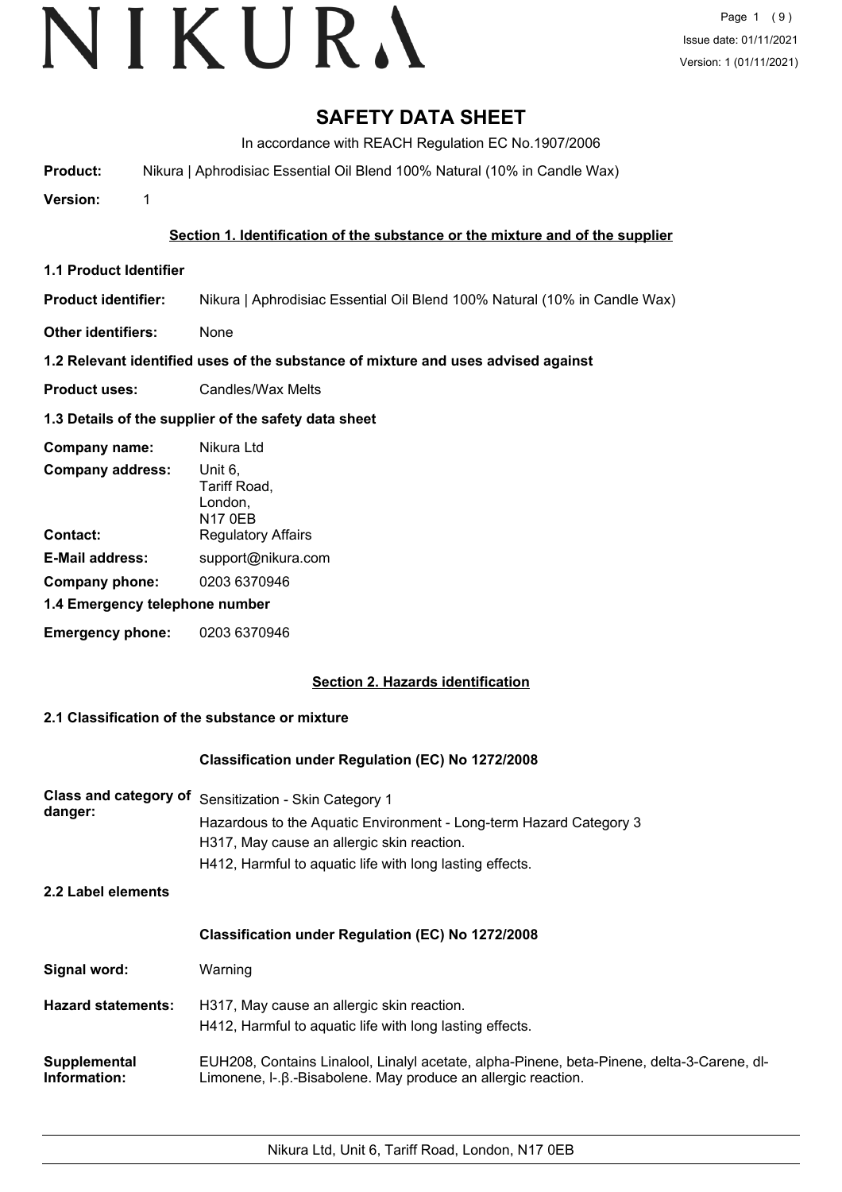# SAFETY DATA SHEET

In accordance with REACH Regulation EC No.1907/2006

**Product:** Nikura | Aphrodisiac Essential Oil Blend 100% Natural (10% in Candle Wax)

**Version:** 1

## Section 1. Identification of the substance or the mixture and of the supplier

### 1.1 Product Identifier

**Product identifier:** Nikura | Aphrodisiac Essential Oil Blend 100% Natural (10% in Candle Wax)

**Other identifiers:** None

### 1.2 Relevant identified uses of the substance of mixture and uses advised against

**Product uses:** Candles/Wax Melts

### 1.3 Details of the supplier of the safety data sheet

**Company name:** Nikura Ltd

**Company address:** Unit 6,
Tariff Road,
London,
N17 0EB

**Contact:** Regulatory Affairs

**E-Mail address:** support@nikura.com

**Company phone:** 0203 6370946

### 1.4 Emergency telephone number

**Emergency phone:** 0203 6370946

## Section 2. Hazards identification

### 2.1 Classification of the substance or mixture

**Classification under Regulation (EC) No 1272/2008**

**Class and category of danger:** Sensitization - Skin Category 1
Hazardous to the Aquatic Environment - Long-term Hazard Category 3
H317, May cause an allergic skin reaction.
H412, Harmful to aquatic life with long lasting effects.

### 2.2 Label elements

**Classification under Regulation (EC) No 1272/2008**

**Signal word:** Warning

**Hazard statements:** H317, May cause an allergic skin reaction.
H412, Harmful to aquatic life with long lasting effects.

**Supplemental Information:** EUH208, Contains Linalool, Linalyl acetate, alpha-Pinene, beta-Pinene, delta-3-Carene, dl-Limonene, l-.β.-Bisabolene. May produce an allergic reaction.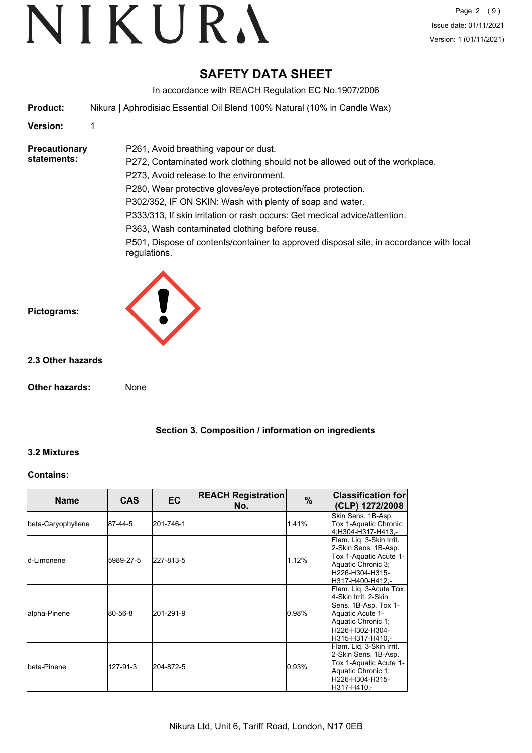# SAFETY DATA SHEET

In accordance with REACH Regulation EC No.1907/2006

**Product:** Nikura | Aphrodisiac Essential Oil Blend 100% Natural (10% in Candle Wax)

**Version:** 1

**Precautionary statements:**

P261, Avoid breathing vapour or dust.

P272, Contaminated work clothing should not be allowed out of the workplace.

P273, Avoid release to the environment.

P280, Wear protective gloves/eye protection/face protection.

P302/352, IF ON SKIN: Wash with plenty of soap and water.

P333/313, If skin irritation or rash occurs: Get medical advice/attention.

P363, Wash contaminated clothing before reuse.

P501, Dispose of contents/container to approved disposal site, in accordance with local regulations.

**Pictograms:**

### 2.3 Other hazards

**Other hazards:** None

## Section 3. Composition / information on ingredients

### 3.2 Mixtures

**Contains:**

| Name | CAS | EC | REACH Registration No. | % | Classification for (CLP) 1272/2008 |
|---|---|---|---|---|---|
| beta-Caryophyllene | 87-44-5 | 201-746-1 | | 1.41% | Skin Sens. 1B-Asp. Tox 1-Aquatic Chronic 4;H304-H317-H413,- |
| d-Limonene | 5989-27-5 | 227-813-5 | | 1.12% | Flam. Liq. 3-Skin Irrit. 2-Skin Sens. 1B-Asp. Tox 1-Aquatic Acute 1-Aquatic Chronic 3;H226-H304-H315-H317-H400-H412,- |
| alpha-Pinene | 80-56-8 | 201-291-9 | | 0.98% | Flam. Liq. 3-Acute Tox. 4-Skin Irrit. 2-Skin Sens. 1B-Asp. Tox 1-Aquatic Acute 1-Aquatic Chronic 1;H226-H302-H304-H315-H317-H410,- |
| beta-Pinene | 127-91-3 | 204-872-5 | | 0.93% | Flam. Liq. 3-Skin Irrit. 2-Skin Sens. 1B-Asp. Tox 1-Aquatic Acute 1-Aquatic Chronic 1;H226-H304-H315-H317-H410,- |

Nikura Ltd, Unit 6, Tariff Road, London, N17 0EB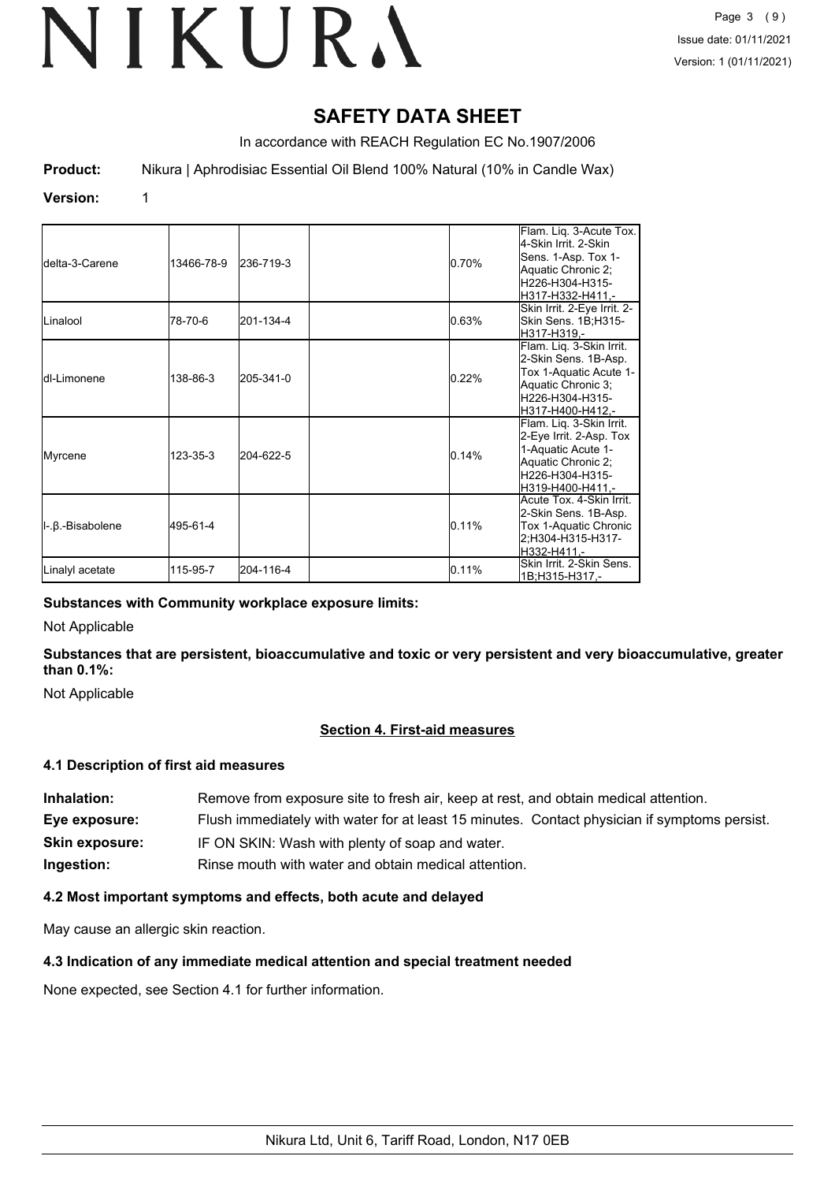# SAFETY DATA SHEET

In accordance with REACH Regulation EC No.1907/2006

**Product:** Nikura | Aphrodisiac Essential Oil Blend 100% Natural (10% in Candle Wax)

**Version:** 1

| | | | | | |
|---|---|---|---|---|---|
| delta-3-Carene | 13466-78-9 | 236-719-3 | | 0.70% | Flam. Liq. 3-Acute Tox. 4-Skin Irrit. 2-Skin Sens. 1-Asp. Tox 1-Aquatic Chronic 2; H226-H304-H315-H317-H332-H411,- |
| Linalool | 78-70-6 | 201-134-4 | | 0.63% | Skin Irrit. 2-Eye Irrit. 2-Skin Sens. 1B;H315-H317-H319,- |
| dl-Limonene | 138-86-3 | 205-341-0 | | 0.22% | Flam. Liq. 3-Skin Irrit. 2-Skin Sens. 1B-Asp. Tox 1-Aquatic Acute 1-Aquatic Chronic 3; H226-H304-H315-H317-H400-H412,- |
| Myrcene | 123-35-3 | 204-622-5 | | 0.14% | Flam. Liq. 3-Skin Irrit. 2-Eye Irrit. 2-Asp. Tox 1-Aquatic Acute 1-Aquatic Chronic 2; H226-H304-H315-H319-H400-H411,- |
| l-.β.-Bisabolene | 495-61-4 | | | 0.11% | Acute Tox. 4-Skin Irrit. 2-Skin Sens. 1B-Asp. Tox 1-Aquatic Chronic 2;H304-H315-H317-H332-H411,- |
| Linalyl acetate | 115-95-7 | 204-116-4 | | 0.11% | Skin Irrit. 2-Skin Sens. 1B;H315-H317,- |

**Substances with Community workplace exposure limits:**

Not Applicable

**Substances that are persistent, bioaccumulative and toxic or very persistent and very bioaccumulative, greater than 0.1%:**

Not Applicable

## Section 4. First-aid measures

### 4.1 Description of first aid measures

**Inhalation:** Remove from exposure site to fresh air, keep at rest, and obtain medical attention.

**Eye exposure:** Flush immediately with water for at least 15 minutes. Contact physician if symptoms persist.

**Skin exposure:** IF ON SKIN: Wash with plenty of soap and water.

**Ingestion:** Rinse mouth with water and obtain medical attention.

### 4.2 Most important symptoms and effects, both acute and delayed

May cause an allergic skin reaction.

### 4.3 Indication of any immediate medical attention and special treatment needed

None expected, see Section 4.1 for further information.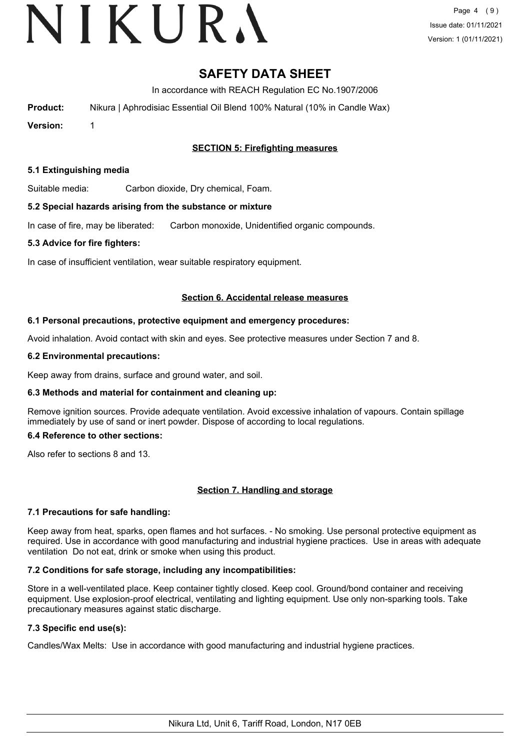# SAFETY DATA SHEET

In accordance with REACH Regulation EC No.1907/2006

**Product:** Nikura | Aphrodisiac Essential Oil Blend 100% Natural (10% in Candle Wax)

**Version:** 1

## SECTION 5: Firefighting measures

### 5.1 Extinguishing media

Suitable media: Carbon dioxide, Dry chemical, Foam.

### 5.2 Special hazards arising from the substance or mixture

In case of fire, may be liberated: Carbon monoxide, Unidentified organic compounds.

### 5.3 Advice for fire fighters:

In case of insufficient ventilation, wear suitable respiratory equipment.

## Section 6. Accidental release measures

### 6.1 Personal precautions, protective equipment and emergency procedures:

Avoid inhalation. Avoid contact with skin and eyes. See protective measures under Section 7 and 8.

### 6.2 Environmental precautions:

Keep away from drains, surface and ground water, and soil.

### 6.3 Methods and material for containment and cleaning up:

Remove ignition sources. Provide adequate ventilation. Avoid excessive inhalation of vapours. Contain spillage immediately by use of sand or inert powder. Dispose of according to local regulations.

### 6.4 Reference to other sections:

Also refer to sections 8 and 13.

## Section 7. Handling and storage

### 7.1 Precautions for safe handling:

Keep away from heat, sparks, open flames and hot surfaces. - No smoking. Use personal protective equipment as required. Use in accordance with good manufacturing and industrial hygiene practices. Use in areas with adequate ventilation Do not eat, drink or smoke when using this product.

### 7.2 Conditions for safe storage, including any incompatibilities:

Store in a well-ventilated place. Keep container tightly closed. Keep cool. Ground/bond container and receiving equipment. Use explosion-proof electrical, ventilating and lighting equipment. Use only non-sparking tools. Take precautionary measures against static discharge.

### 7.3 Specific end use(s):

Candles/Wax Melts: Use in accordance with good manufacturing and industrial hygiene practices.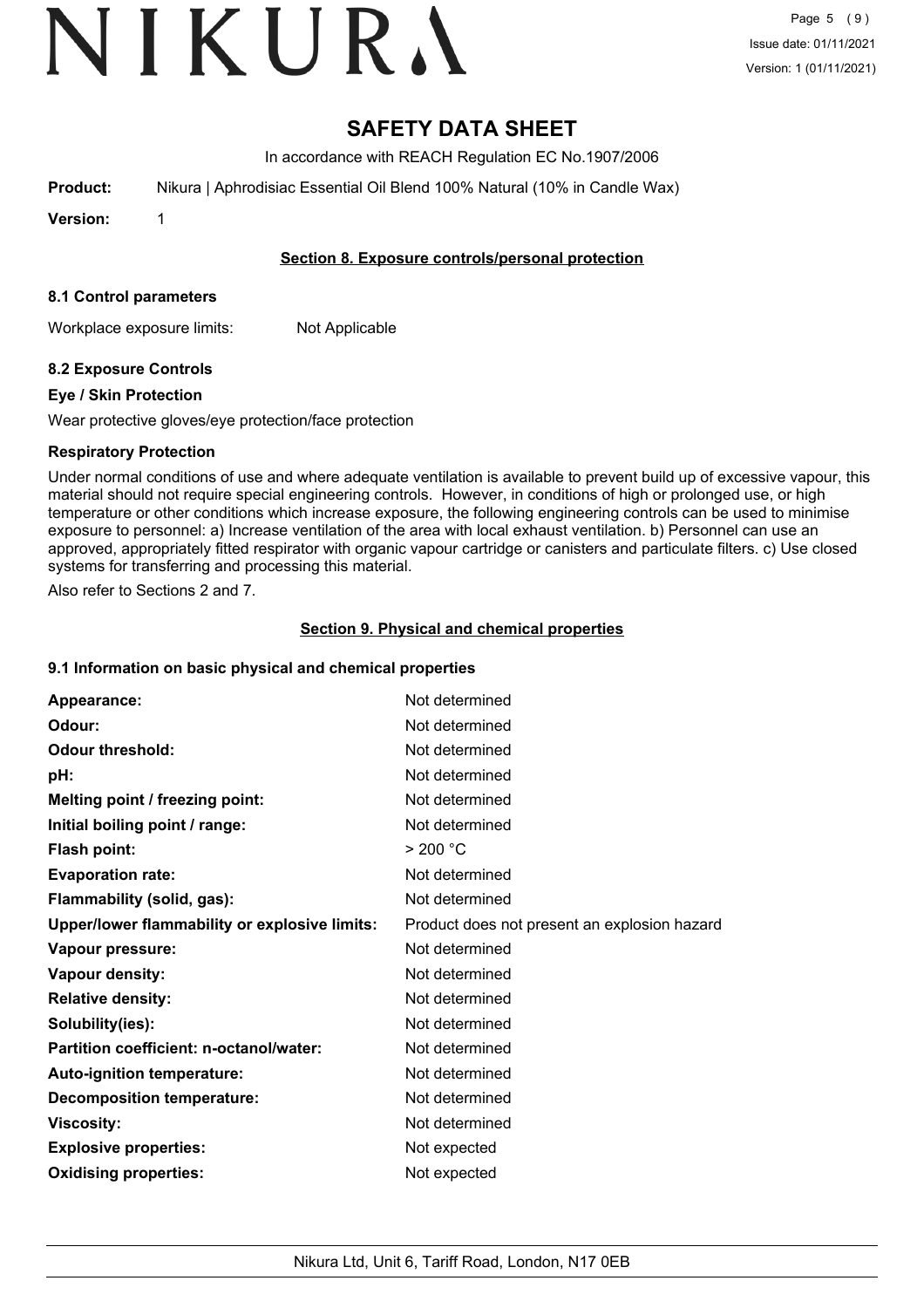# SAFETY DATA SHEET

In accordance with REACH Regulation EC No.1907/2006

**Product:** Nikura | Aphrodisiac Essential Oil Blend 100% Natural (10% in Candle Wax)

**Version:** 1

## Section 8. Exposure controls/personal protection

### 8.1 Control parameters

Workplace exposure limits: Not Applicable

### 8.2 Exposure Controls

**Eye / Skin Protection**

Wear protective gloves/eye protection/face protection

**Respiratory Protection**

Under normal conditions of use and where adequate ventilation is available to prevent build up of excessive vapour, this material should not require special engineering controls. However, in conditions of high or prolonged use, or high temperature or other conditions which increase exposure, the following engineering controls can be used to minimise exposure to personnel: a) Increase ventilation of the area with local exhaust ventilation. b) Personnel can use an approved, appropriately fitted respirator with organic vapour cartridge or canisters and particulate filters. c) Use closed systems for transferring and processing this material.

Also refer to Sections 2 and 7.

## Section 9. Physical and chemical properties

### 9.1 Information on basic physical and chemical properties

| | |
|---|---|
| **Appearance:** | Not determined |
| **Odour:** | Not determined |
| **Odour threshold:** | Not determined |
| **pH:** | Not determined |
| **Melting point / freezing point:** | Not determined |
| **Initial boiling point / range:** | Not determined |
| **Flash point:** | > 200 °C |
| **Evaporation rate:** | Not determined |
| **Flammability (solid, gas):** | Not determined |
| **Upper/lower flammability or explosive limits:** | Product does not present an explosion hazard |
| **Vapour pressure:** | Not determined |
| **Vapour density:** | Not determined |
| **Relative density:** | Not determined |
| **Solubility(ies):** | Not determined |
| **Partition coefficient: n-octanol/water:** | Not determined |
| **Auto-ignition temperature:** | Not determined |
| **Decomposition temperature:** | Not determined |
| **Viscosity:** | Not determined |
| **Explosive properties:** | Not expected |
| **Oxidising properties:** | Not expected |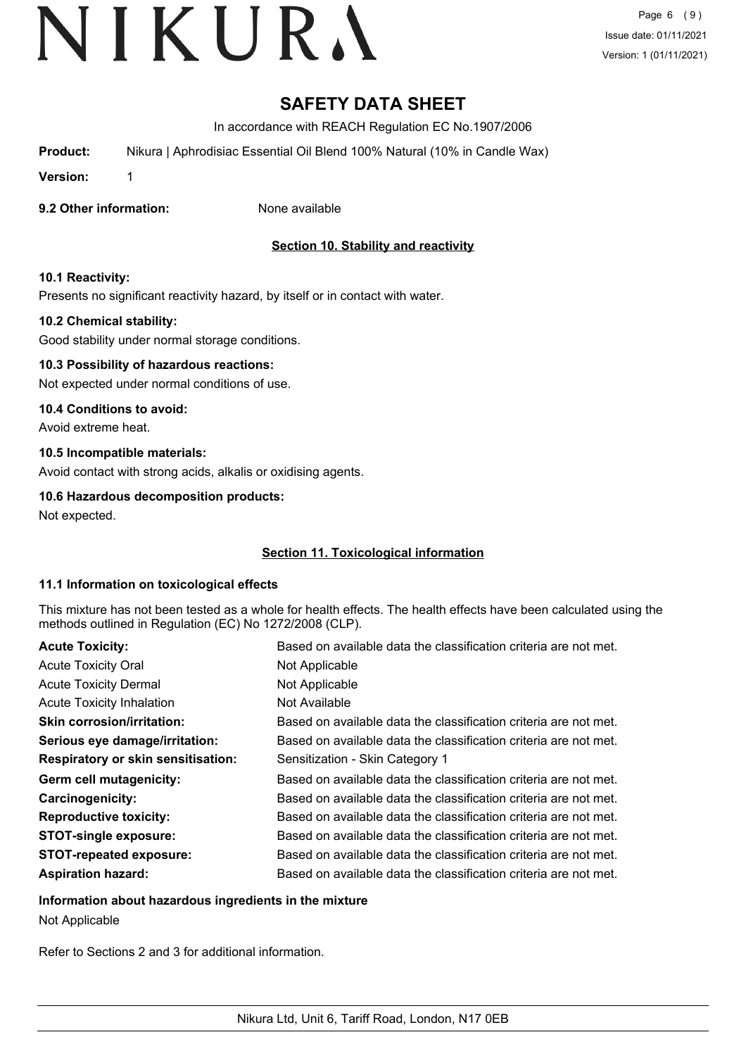# SAFETY DATA SHEET

In accordance with REACH Regulation EC No.1907/2006

**Product:** Nikura | Aphrodisiac Essential Oil Blend 100% Natural (10% in Candle Wax)

**Version:** 1

**9.2 Other information:** None available

## Section 10. Stability and reactivity

**10.1 Reactivity:**

Presents no significant reactivity hazard, by itself or in contact with water.

**10.2 Chemical stability:**

Good stability under normal storage conditions.

**10.3 Possibility of hazardous reactions:**

Not expected under normal conditions of use.

**10.4 Conditions to avoid:**

Avoid extreme heat.

**10.5 Incompatible materials:**

Avoid contact with strong acids, alkalis or oxidising agents.

**10.6 Hazardous decomposition products:**

Not expected.

## Section 11. Toxicological information

**11.1 Information on toxicological effects**

This mixture has not been tested as a whole for health effects. The health effects have been calculated using the methods outlined in Regulation (EC) No 1272/2008 (CLP).

| | |
|---|---|
| **Acute Toxicity:** | Based on available data the classification criteria are not met. |
| Acute Toxicity Oral | Not Applicable |
| Acute Toxicity Dermal | Not Applicable |
| Acute Toxicity Inhalation | Not Available |
| **Skin corrosion/irritation:** | Based on available data the classification criteria are not met. |
| **Serious eye damage/irritation:** | Based on available data the classification criteria are not met. |
| **Respiratory or skin sensitisation:** | Sensitization - Skin Category 1 |
| **Germ cell mutagenicity:** | Based on available data the classification criteria are not met. |
| **Carcinogenicity:** | Based on available data the classification criteria are not met. |
| **Reproductive toxicity:** | Based on available data the classification criteria are not met. |
| **STOT-single exposure:** | Based on available data the classification criteria are not met. |
| **STOT-repeated exposure:** | Based on available data the classification criteria are not met. |
| **Aspiration hazard:** | Based on available data the classification criteria are not met. |

**Information about hazardous ingredients in the mixture**

Not Applicable

Refer to Sections 2 and 3 for additional information.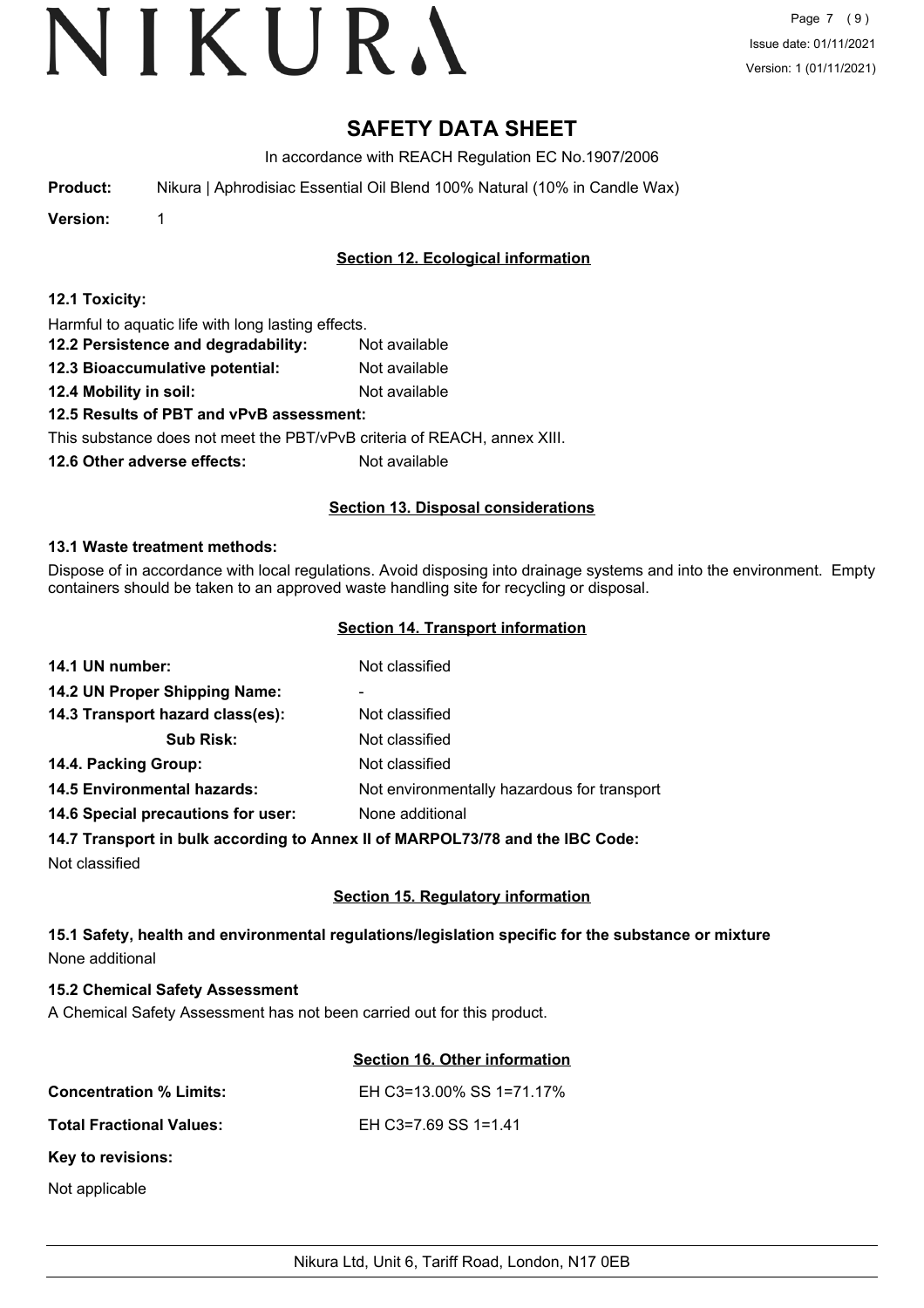# SAFETY DATA SHEET

In accordance with REACH Regulation EC No.1907/2006

**Product:** Nikura | Aphrodisiac Essential Oil Blend 100% Natural (10% in Candle Wax)

**Version:** 1

## Section 12. Ecological information

**12.1 Toxicity:**

Harmful to aquatic life with long lasting effects.

**12.2 Persistence and degradability:** Not available

**12.3 Bioaccumulative potential:** Not available

**12.4 Mobility in soil:** Not available

**12.5 Results of PBT and vPvB assessment:**

This substance does not meet the PBT/vPvB criteria of REACH, annex XIII.

**12.6 Other adverse effects:** Not available

## Section 13. Disposal considerations

**13.1 Waste treatment methods:**

Dispose of in accordance with local regulations. Avoid disposing into drainage systems and into the environment. Empty containers should be taken to an approved waste handling site for recycling or disposal.

## Section 14. Transport information

**14.1 UN number:** Not classified

**14.2 UN Proper Shipping Name:** -

**14.3 Transport hazard class(es):** Not classified

**Sub Risk:** Not classified

**14.4. Packing Group:** Not classified

**14.5 Environmental hazards:** Not environmentally hazardous for transport

**14.6 Special precautions for user:** None additional

**14.7 Transport in bulk according to Annex II of MARPOL73/78 and the IBC Code:**

Not classified

## Section 15. Regulatory information

**15.1 Safety, health and environmental regulations/legislation specific for the substance or mixture**

None additional

**15.2 Chemical Safety Assessment**

A Chemical Safety Assessment has not been carried out for this product.

## Section 16. Other information

**Concentration % Limits:** EH C3=13.00% SS 1=71.17%

**Total Fractional Values:** EH C3=7.69 SS 1=1.41

**Key to revisions:**

Not applicable

Nikura Ltd, Unit 6, Tariff Road, London, N17 0EB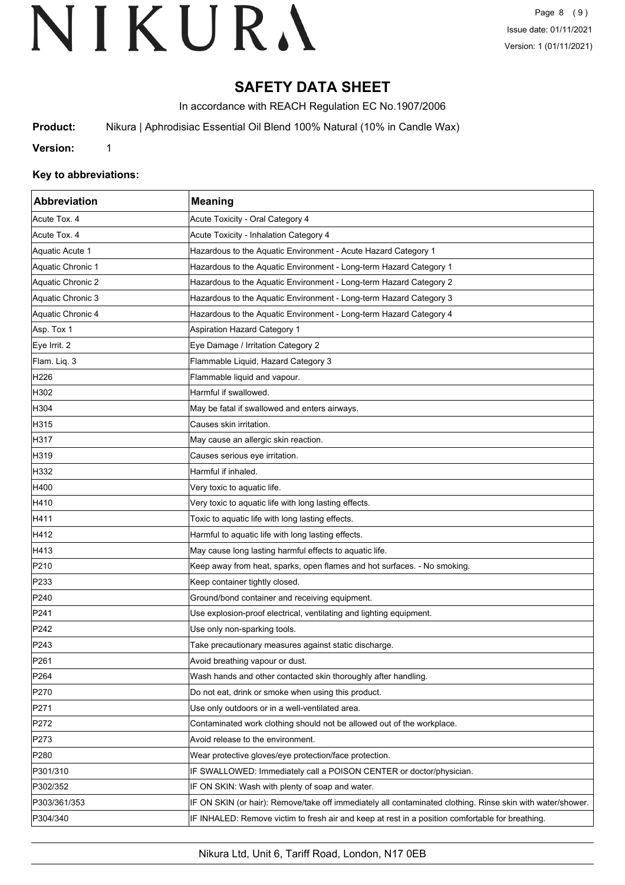# SAFETY DATA SHEET

In accordance with REACH Regulation EC No.1907/2006

**Product:** Nikura | Aphrodisiac Essential Oil Blend 100% Natural (10% in Candle Wax)

**Version:** 1

### Key to abbreviations:

| Abbreviation | Meaning |
|---|---|
| Acute Tox. 4 | Acute Toxicity - Oral Category 4 |
| Acute Tox. 4 | Acute Toxicity - Inhalation Category 4 |
| Aquatic Acute 1 | Hazardous to the Aquatic Environment - Acute Hazard Category 1 |
| Aquatic Chronic 1 | Hazardous to the Aquatic Environment - Long-term Hazard Category 1 |
| Aquatic Chronic 2 | Hazardous to the Aquatic Environment - Long-term Hazard Category 2 |
| Aquatic Chronic 3 | Hazardous to the Aquatic Environment - Long-term Hazard Category 3 |
| Aquatic Chronic 4 | Hazardous to the Aquatic Environment - Long-term Hazard Category 4 |
| Asp. Tox 1 | Aspiration Hazard Category 1 |
| Eye Irrit. 2 | Eye Damage / Irritation Category 2 |
| Flam. Liq. 3 | Flammable Liquid, Hazard Category 3 |
| H226 | Flammable liquid and vapour. |
| H302 | Harmful if swallowed. |
| H304 | May be fatal if swallowed and enters airways. |
| H315 | Causes skin irritation. |
| H317 | May cause an allergic skin reaction. |
| H319 | Causes serious eye irritation. |
| H332 | Harmful if inhaled. |
| H400 | Very toxic to aquatic life. |
| H410 | Very toxic to aquatic life with long lasting effects. |
| H411 | Toxic to aquatic life with long lasting effects. |
| H412 | Harmful to aquatic life with long lasting effects. |
| H413 | May cause long lasting harmful effects to aquatic life. |
| P210 | Keep away from heat, sparks, open flames and hot surfaces. - No smoking. |
| P233 | Keep container tightly closed. |
| P240 | Ground/bond container and receiving equipment. |
| P241 | Use explosion-proof electrical, ventilating and lighting equipment. |
| P242 | Use only non-sparking tools. |
| P243 | Take precautionary measures against static discharge. |
| P261 | Avoid breathing vapour or dust. |
| P264 | Wash hands and other contacted skin thoroughly after handling. |
| P270 | Do not eat, drink or smoke when using this product. |
| P271 | Use only outdoors or in a well-ventilated area. |
| P272 | Contaminated work clothing should not be allowed out of the workplace. |
| P273 | Avoid release to the environment. |
| P280 | Wear protective gloves/eye protection/face protection. |
| P301/310 | IF SWALLOWED: Immediately call a POISON CENTER or doctor/physician. |
| P302/352 | IF ON SKIN: Wash with plenty of soap and water. |
| P303/361/353 | IF ON SKIN (or hair): Remove/take off immediately all contaminated clothing. Rinse skin with water/shower. |
| P304/340 | IF INHALED: Remove victim to fresh air and keep at rest in a position comfortable for breathing. |

Nikura Ltd, Unit 6, Tariff Road, London, N17 0EB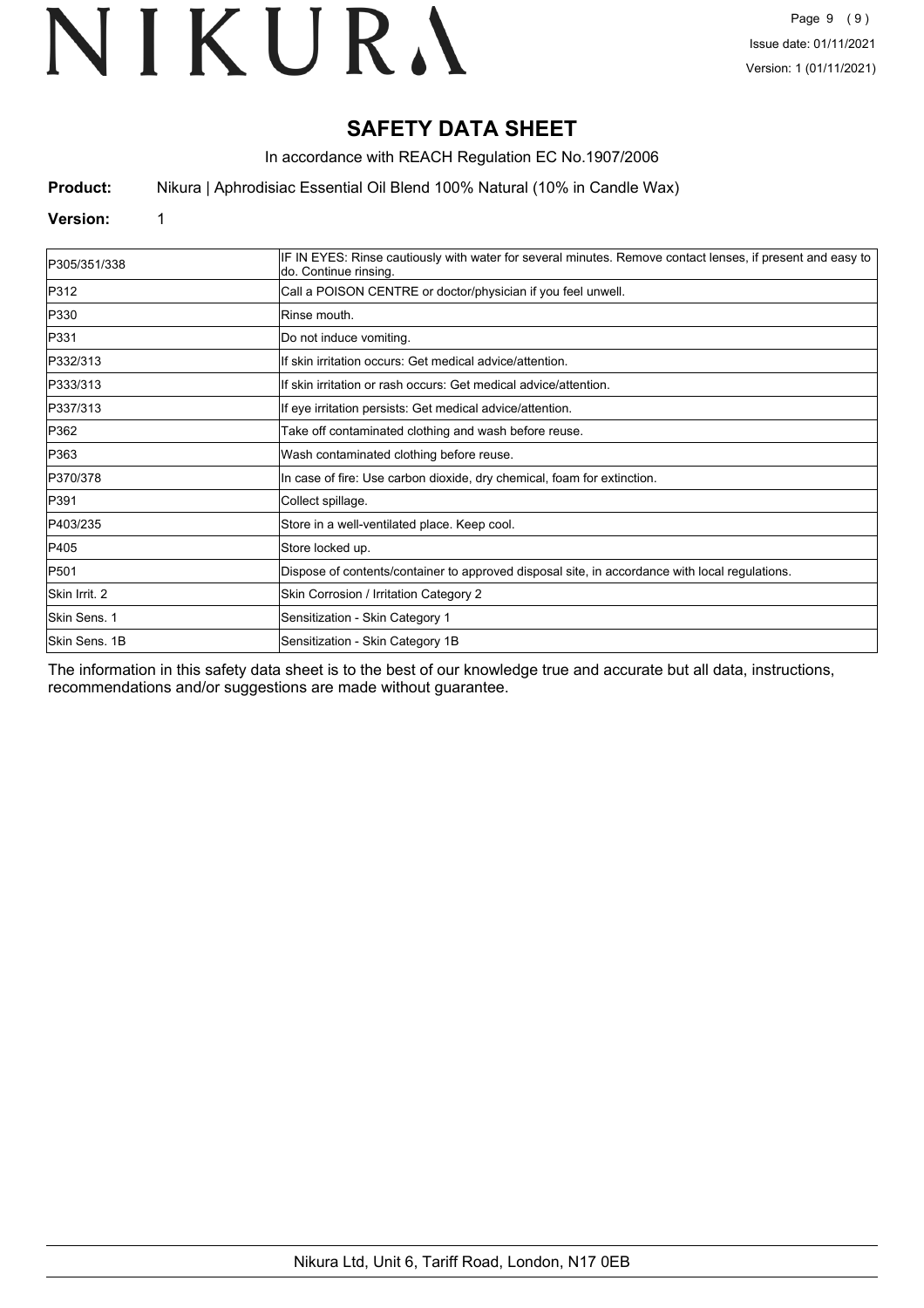# SAFETY DATA SHEET

In accordance with REACH Regulation EC No.1907/2006

**Product:** Nikura | Aphrodisiac Essential Oil Blend 100% Natural (10% in Candle Wax)

**Version:** 1

| | |
|---|---|
| P305/351/338 | IF IN EYES: Rinse cautiously with water for several minutes. Remove contact lenses, if present and easy to do. Continue rinsing. |
| P312 | Call a POISON CENTRE or doctor/physician if you feel unwell. |
| P330 | Rinse mouth. |
| P331 | Do not induce vomiting. |
| P332/313 | If skin irritation occurs: Get medical advice/attention. |
| P333/313 | If skin irritation or rash occurs: Get medical advice/attention. |
| P337/313 | If eye irritation persists: Get medical advice/attention. |
| P362 | Take off contaminated clothing and wash before reuse. |
| P363 | Wash contaminated clothing before reuse. |
| P370/378 | In case of fire: Use carbon dioxide, dry chemical, foam for extinction. |
| P391 | Collect spillage. |
| P403/235 | Store in a well-ventilated place. Keep cool. |
| P405 | Store locked up. |
| P501 | Dispose of contents/container to approved disposal site, in accordance with local regulations. |
| Skin Irrit. 2 | Skin Corrosion / Irritation Category 2 |
| Skin Sens. 1 | Sensitization - Skin Category 1 |
| Skin Sens. 1B | Sensitization - Skin Category 1B |

The information in this safety data sheet is to the best of our knowledge true and accurate but all data, instructions, recommendations and/or suggestions are made without guarantee.